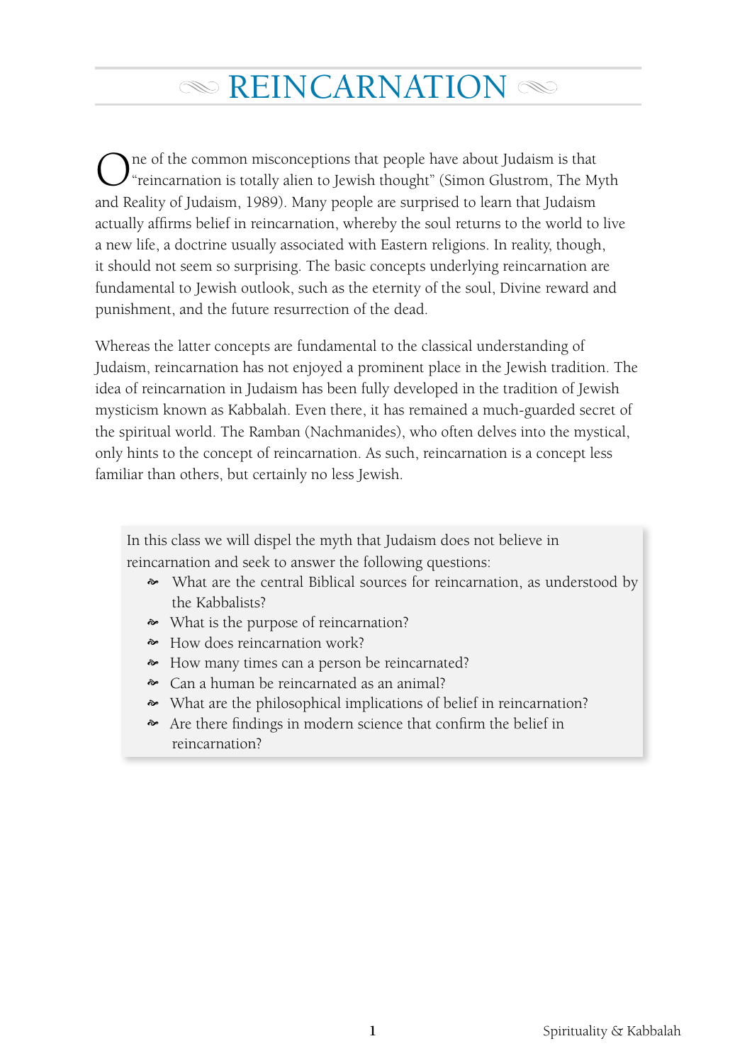# REINCARNATION

One of the common misconceptions that people have about Judaism is that "reincarnation is totally alien to Jewish thought" (Simon Glustrom, The Myth and Reality of Judaism, 1989). Many people are surprised to learn that Judaism actually affirms belief in reincarnation, whereby the soul returns to the world to live a new life, a doctrine usually associated with Eastern religions. In reality, though, it should not seem so surprising. The basic concepts underlying reincarnation are fundamental to Jewish outlook, such as the eternity of the soul, Divine reward and punishment, and the future resurrection of the dead.

Whereas the latter concepts are fundamental to the classical understanding of Judaism, reincarnation has not enjoyed a prominent place in the Jewish tradition. The idea of reincarnation in Judaism has been fully developed in the tradition of Jewish mysticism known as Kabbalah. Even there, it has remained a much-guarded secret of the spiritual world. The Ramban (Nachmanides), who often delves into the mystical, only hints to the concept of reincarnation. As such, reincarnation is a concept less familiar than others, but certainly no less Jewish.

> In this class we will dispel the myth that Judaism does not believe in reincarnation and seek to answer the following questions:
>
> - What are the central Biblical sources for reincarnation, as understood by the Kabbalists?
> - What is the purpose of reincarnation?
> - How does reincarnation work?
> - How many times can a person be reincarnated?
> - Can a human be reincarnated as an animal?
> - What are the philosophical implications of belief in reincarnation?
> - Are there findings in modern science that confirm the belief in reincarnation?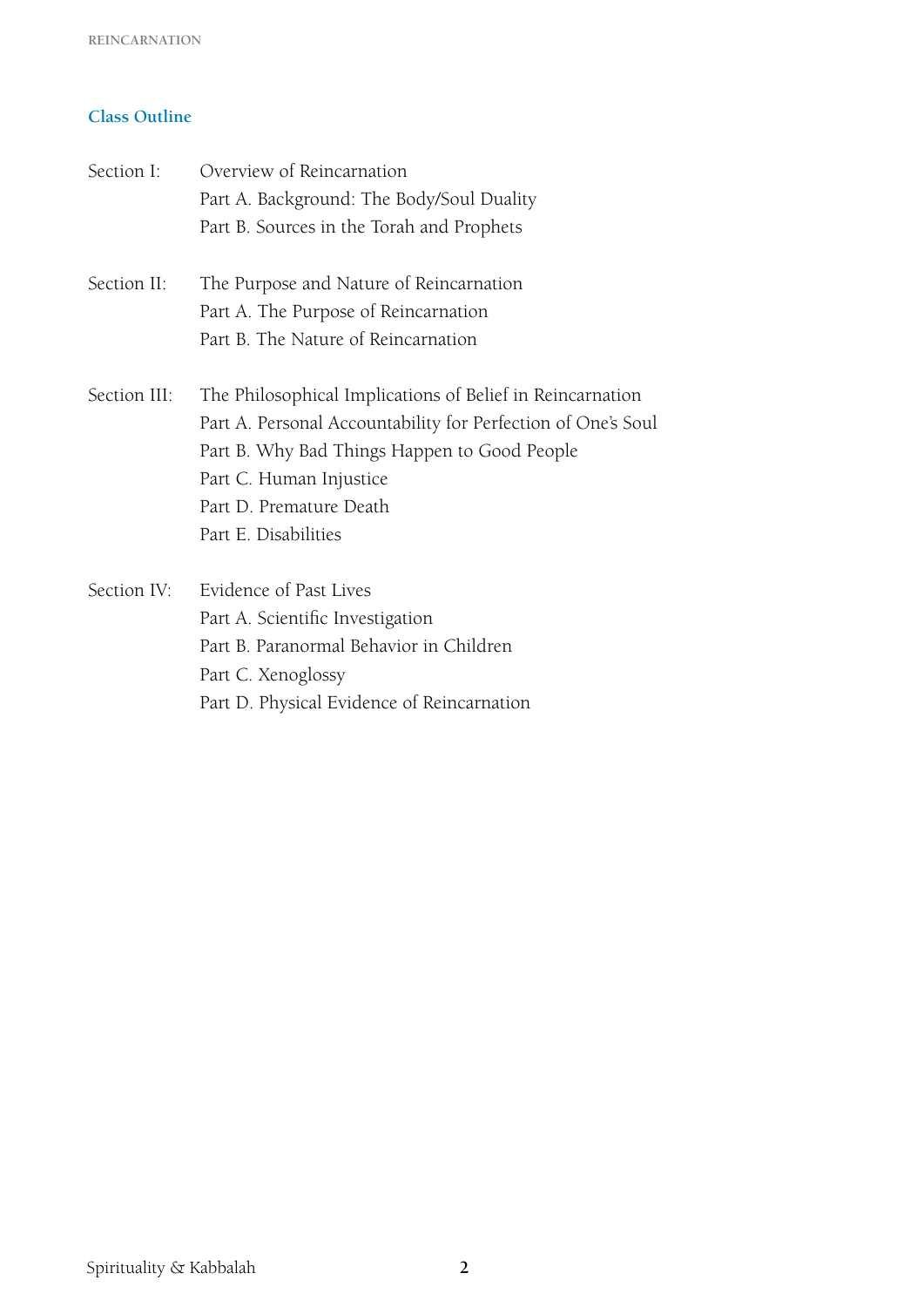## Class Outline

Section I: Overview of Reincarnation
- Part A. Background: The Body/Soul Duality
- Part B. Sources in the Torah and Prophets

Section II: The Purpose and Nature of Reincarnation
- Part A. The Purpose of Reincarnation
- Part B. The Nature of Reincarnation

Section III: The Philosophical Implications of Belief in Reincarnation
- Part A. Personal Accountability for Perfection of One's Soul
- Part B. Why Bad Things Happen to Good People
- Part C. Human Injustice
- Part D. Premature Death
- Part E. Disabilities

Section IV: Evidence of Past Lives
- Part A. Scientific Investigation
- Part B. Paranormal Behavior in Children
- Part C. Xenoglossy
- Part D. Physical Evidence of Reincarnation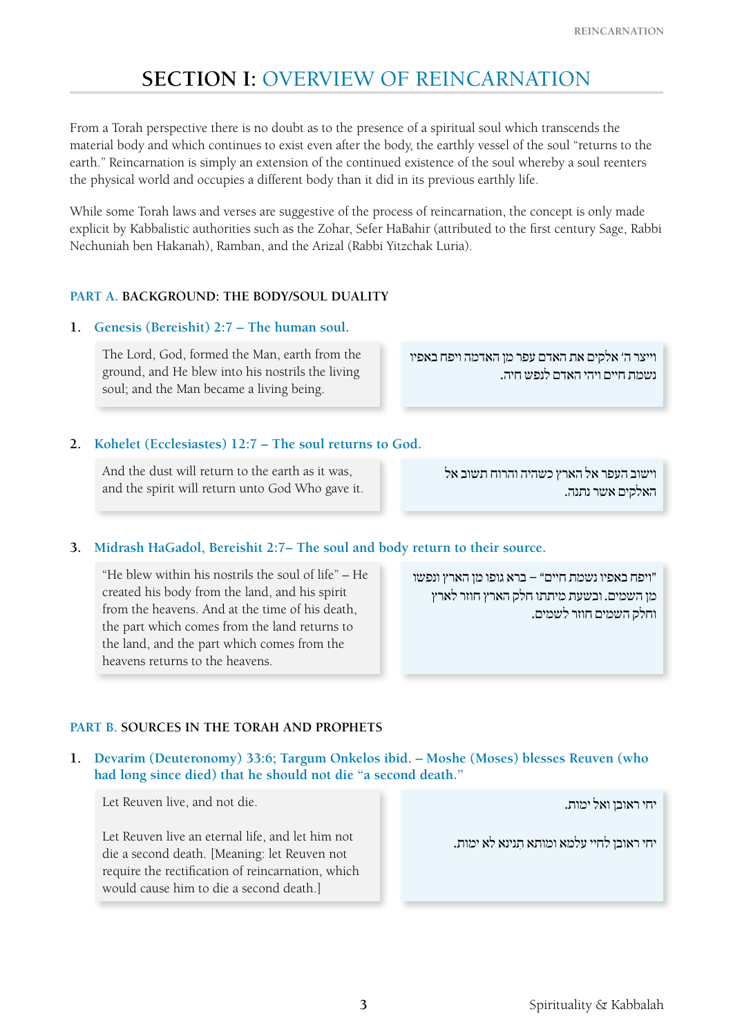# SECTION I: OVERVIEW OF REINCARNATION

From a Torah perspective there is no doubt as to the presence of a spiritual soul which transcends the material body and which continues to exist even after the body, the earthly vessel of the soul "returns to the earth." Reincarnation is simply an extension of the continued existence of the soul whereby a soul reenters the physical world and occupies a different body than it did in its previous earthly life.

While some Torah laws and verses are suggestive of the process of reincarnation, the concept is only made explicit by Kabbalistic authorities such as the Zohar, Sefer HaBahir (attributed to the first century Sage, Rabbi Nechuniah ben Hakanah), Ramban, and the Arizal (Rabbi Yitzchak Luria).

## PART A. BACKGROUND: THE BODY/SOUL DUALITY

**1. Genesis (Bereishit) 2:7 – The human soul.**

The Lord, God, formed the Man, earth from the ground, and He blew into his nostrils the living soul; and the Man became a living being.

וייצר ה' אלקים את האדם עפר מן האדמה ויפח באפיו נשמת חיים ויהי האדם לנפש חיה.

**2. Kohelet (Ecclesiastes) 12:7 – The soul returns to God.**

And the dust will return to the earth as it was, and the spirit will return unto God Who gave it.

וישוב העפר אל הארץ כשהיה והרוח תשוב אל האלקים אשר נתנה.

**3. Midrash HaGadol, Bereishit 2:7– The soul and body return to their source.**

"He blew within his nostrils the soul of life" – He created his body from the land, and his spirit from the heavens. And at the time of his death, the part which comes from the land returns to the land, and the part which comes from the heavens returns to the heavens.

"ויפח באפיו נשמת חיים" – ברא גופו מן הארץ ונפשו מן השמים. ובשעת מיתתו חלק הארץ חוזר לארץ וחלק השמים חוזר לשמים.

## PART B. SOURCES IN THE TORAH AND PROPHETS

**1. Devarim (Deuteronomy) 33:6; Targum Onkelos ibid. – Moshe (Moses) blesses Reuven (who had long since died) that he should not die "a second death."**

Let Reuven live, and not die.

Let Reuven live an eternal life, and let him not die a second death. [Meaning: let Reuven not require the rectification of reincarnation, which would cause him to die a second death.]

יחי ראובן ואל ימות.

יחי ראובן לחיי עלמא ומותא תנינא לא ימות.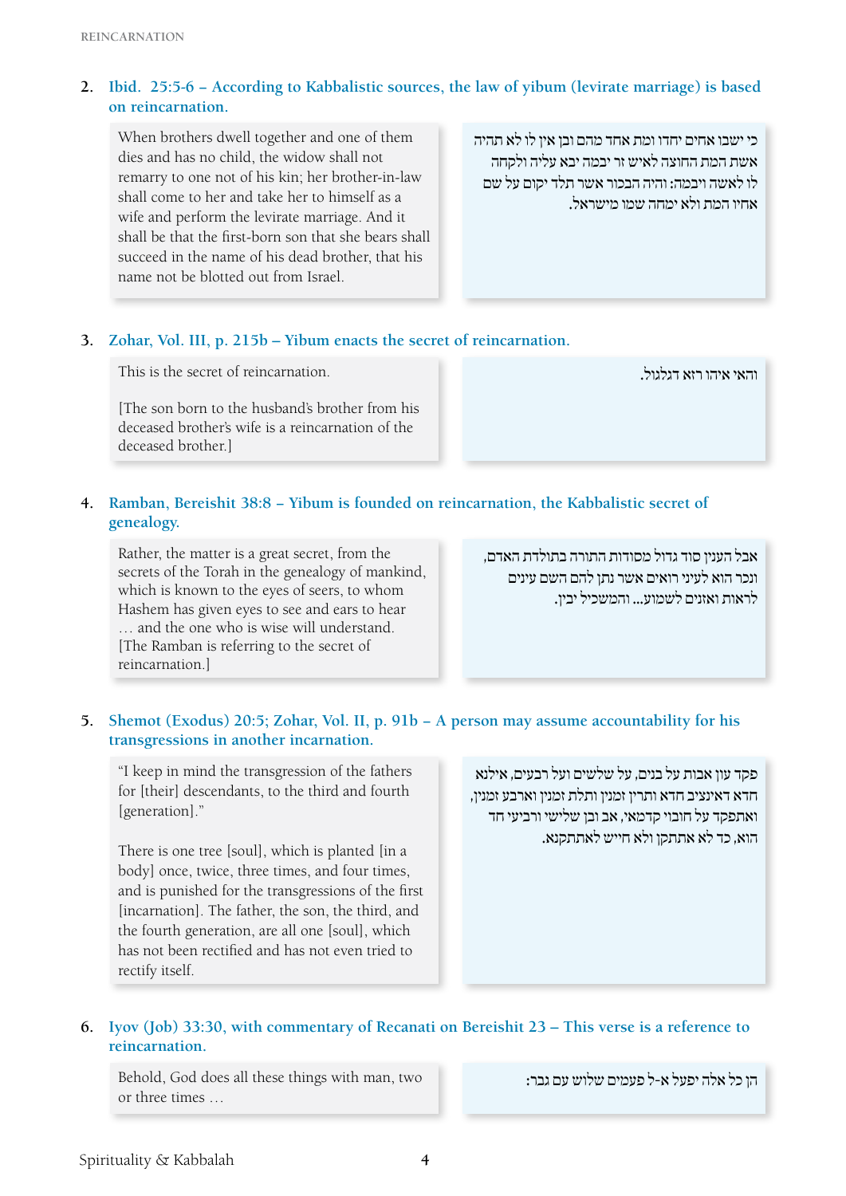2. **Ibid. 25:5-6 – According to Kabbalistic sources, the law of yibum (levirate marriage) is based on reincarnation.**

When brothers dwell together and one of them dies and has no child, the widow shall not remarry to one not of his kin; her brother-in-law shall come to her and take her to himself as a wife and perform the levirate marriage. And it shall be that the first-born son that she bears shall succeed in the name of his dead brother, that his name not be blotted out from Israel.

כי ישבו אחים יחדו ומת אחד מהם ובן אין לו לא תהיה אשת המת החוצה לאיש זר יבמה יבא עליה ולקחה לו לאשה ויבמה: והיה הבכור אשר תלד יקום על שם אחיו המת ולא ימחה שמו מישראל.

3. **Zohar, Vol. III, p. 215b – Yibum enacts the secret of reincarnation.**

This is the secret of reincarnation.

[The son born to the husband's brother from his deceased brother's wife is a reincarnation of the deceased brother.]

והאי איהו רזא דגלגול.

4. **Ramban, Bereishit 38:8 – Yibum is founded on reincarnation, the Kabbalistic secret of genealogy.**

Rather, the matter is a great secret, from the secrets of the Torah in the genealogy of mankind, which is known to the eyes of seers, to whom Hashem has given eyes to see and ears to hear … and the one who is wise will understand. [The Ramban is referring to the secret of reincarnation.]

אבל הענין סוד גדול מסודות התורה בתולדת האדם, ונכר הוא לעיני רואים אשר נתן להם השם עינים לראות ואזנים לשמוע... והמשכיל יבין.

5. **Shemot (Exodus) 20:5; Zohar, Vol. II, p. 91b – A person may assume accountability for his transgressions in another incarnation.**

"I keep in mind the transgression of the fathers for [their] descendants, to the third and fourth [generation]."

There is one tree [soul], which is planted [in a body] once, twice, three times, and four times, and is punished for the transgressions of the first [incarnation]. The father, the son, the third, and the fourth generation, are all one [soul], which has not been rectified and has not even tried to rectify itself.

פקד עון אבות על בנים, על שלשים ועל רבעים, אילנא חדא דאינציב חדא ותרין זמנין ותלת זמנין וארבע זמנין, ואתפקד על חובוי קדמאי, אב ובן שלישי ורביעי חד הוא, כד לא אתתקן ולא חייש לאתתקנא.

6. **Iyov (Job) 33:30, with commentary of Recanati on Bereishit 23 – This verse is a reference to reincarnation.**

Behold, God does all these things with man, two or three times …

הן כל אלה יפעל א-ל פעמים שלוש עם גבר: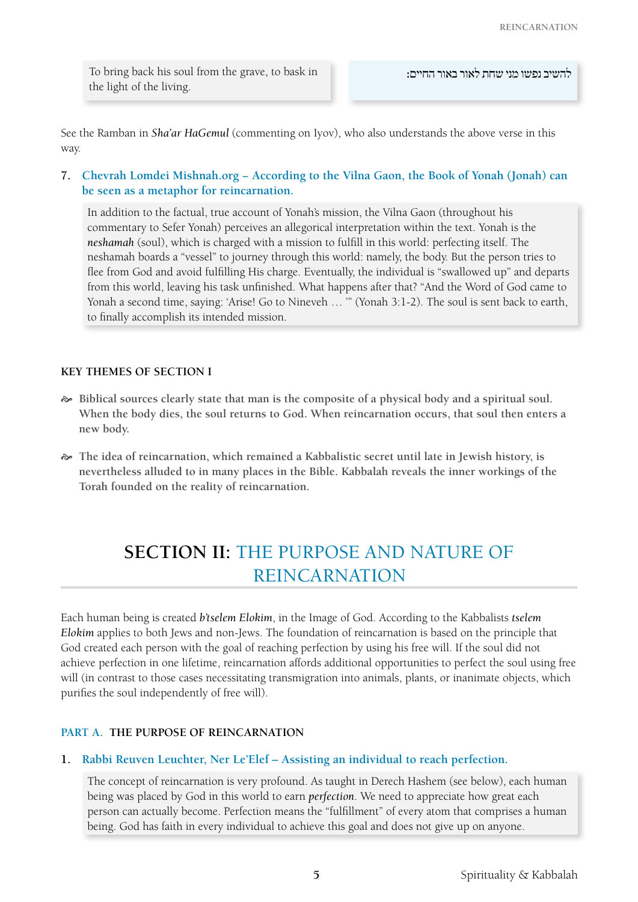| | |
|---|---|
| To bring back his soul from the grave, to bask in the light of the living. | להשיב נפשו מני שחת לאור באור החיים: |

See the Ramban in *Sha'ar HaGemul* (commenting on Iyov), who also understands the above verse in this way.

7. **Chevrah Lomdei Mishnah.org – According to the Vilna Gaon, the Book of Yonah (Jonah) can be seen as a metaphor for reincarnation.**

> In addition to the factual, true account of Yonah's mission, the Vilna Gaon (throughout his commentary to Sefer Yonah) perceives an allegorical interpretation within the text. Yonah is the ***neshamah*** (soul), which is charged with a mission to fulfill in this world: perfecting itself. The neshamah boards a "vessel" to journey through this world: namely, the body. But the person tries to flee from God and avoid fulfilling His charge. Eventually, the individual is "swallowed up" and departs from this world, leaving his task unfinished. What happens after that? "And the Word of God came to Yonah a second time, saying: 'Arise! Go to Nineveh … '" (Yonah 3:1-2). The soul is sent back to earth, to finally accomplish its intended mission.

#### KEY THEMES OF SECTION I

- **Biblical sources clearly state that man is the composite of a physical body and a spiritual soul. When the body dies, the soul returns to God. When reincarnation occurs, that soul then enters a new body.**
- **The idea of reincarnation, which remained a Kabbalistic secret until late in Jewish history, is nevertheless alluded to in many places in the Bible. Kabbalah reveals the inner workings of the Torah founded on the reality of reincarnation.**

## SECTION II: THE PURPOSE AND NATURE OF REINCARNATION

Each human being is created *b'tselem Elokim*, in the Image of God. According to the Kabbalists ***tselem Elokim*** applies to both Jews and non-Jews. The foundation of reincarnation is based on the principle that God created each person with the goal of reaching perfection by using his free will. If the soul did not achieve perfection in one lifetime, reincarnation affords additional opportunities to perfect the soul using free will (in contrast to those cases necessitating transmigration into animals, plants, or inanimate objects, which purifies the soul independently of free will).

### PART A. THE PURPOSE OF REINCARNATION

1. **Rabbi Reuven Leuchter, Ner Le'Elef – Assisting an individual to reach perfection.**

> The concept of reincarnation is very profound. As taught in Derech Hashem (see below), each human being was placed by God in this world to earn *perfection*. We need to appreciate how great each person can actually become. Perfection means the "fulfillment" of every atom that comprises a human being. God has faith in every individual to achieve this goal and does not give up on anyone.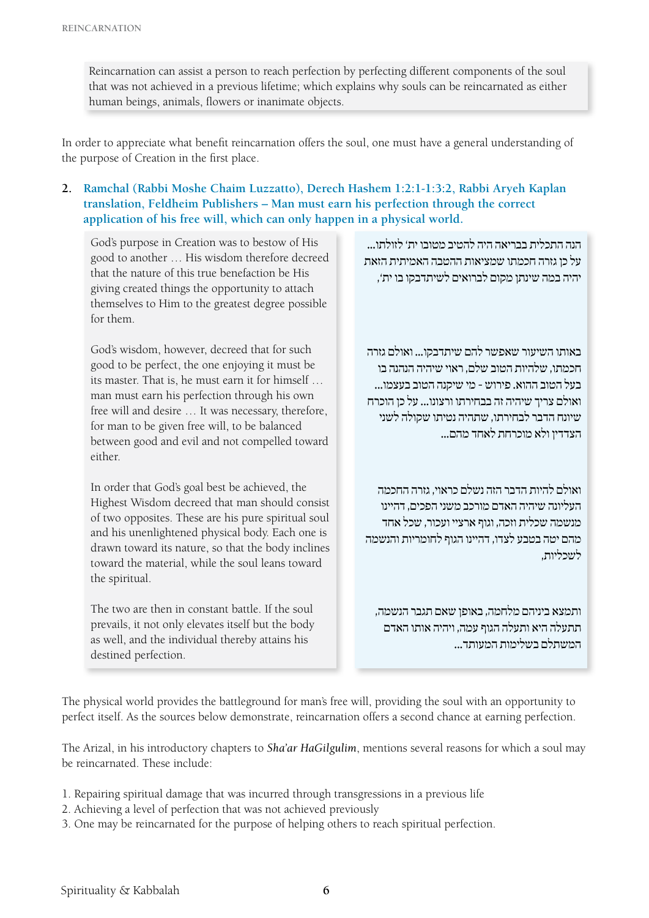> Reincarnation can assist a person to reach perfection by perfecting different components of the soul that was not achieved in a previous lifetime; which explains why souls can be reincarnated as either human beings, animals, flowers or inanimate objects.

In order to appreciate what benefit reincarnation offers the soul, one must have a general understanding of the purpose of Creation in the first place.

**2. Ramchal (Rabbi Moshe Chaim Luzzatto), Derech Hashem 1:2:1-1:3:2, Rabbi Aryeh Kaplan translation, Feldheim Publishers – Man must earn his perfection through the correct application of his free will, which can only happen in a physical world.**

הנה התכלית בבריאה היה להטיב מטובו ית' לזולתו... על כן גזרה חכמתו שמציאות ההטבה האמיתית הזאת יהיה במה שינתן מקום לברואים לשיתדבקו בו ית',

God's purpose in Creation was to bestow of His good to another … His wisdom therefore decreed that the nature of this true benefaction be His giving created things the opportunity to attach themselves to Him to the greatest degree possible for them.

באותו השיעור שאפשר להם שיתדבקו... ואולם גזרה חכמתו, שלהיות הטוב שלם, ראוי שיהיה הנהנה בו בעל הטוב ההוא. פירוש - מי שיקנה הטוב בעצמו... ואולם צריך שיהיה זה בבחירתו ורצונו... על כן הוכרח שיונח הדבר לבחירתו, שתהיה נטיתו שקולה לשני הצדדין ולא מוכרחת לאחד מהם...

God's wisdom, however, decreed that for such good to be perfect, the one enjoying it must be its master. That is, he must earn it for himself … man must earn his perfection through his own free will and desire … It was necessary, therefore, for man to be given free will, to be balanced between good and evil and not compelled toward either.

ואולם להיות הדבר הזה נשלם כראוי, גזרה החכמה העליונה שיהיה האדם מורכב משני הפכים, דהיינו מנשמה שכלית וזכה, וגוף ארציי ועכור, שכל אחד מהם יטה בטבע לצדו, דהיינו הגוף לחומריות והנשמה לשכליות,

In order that God's goal best be achieved, the Highest Wisdom decreed that man should consist of two opposites. These are his pure spiritual soul and his unenlightened physical body. Each one is drawn toward its nature, so that the body inclines toward the material, while the soul leans toward the spiritual.

ותמצא ביניהם מלחמה, באופן שאם תגבר הנשמה, תתעלה היא ותעלה הגוף עמה, ויהיה אותו האדם המשתלם בשלימות המעותד...

The two are then in constant battle. If the soul prevails, it not only elevates itself but the body as well, and the individual thereby attains his destined perfection.

The physical world provides the battleground for man's free will, providing the soul with an opportunity to perfect itself. As the sources below demonstrate, reincarnation offers a second chance at earning perfection.

The Arizal, in his introductory chapters to *Sha'ar HaGilgulim*, mentions several reasons for which a soul may be reincarnated. These include:

1. Repairing spiritual damage that was incurred through transgressions in a previous life
2. Achieving a level of perfection that was not achieved previously
3. One may be reincarnated for the purpose of helping others to reach spiritual perfection.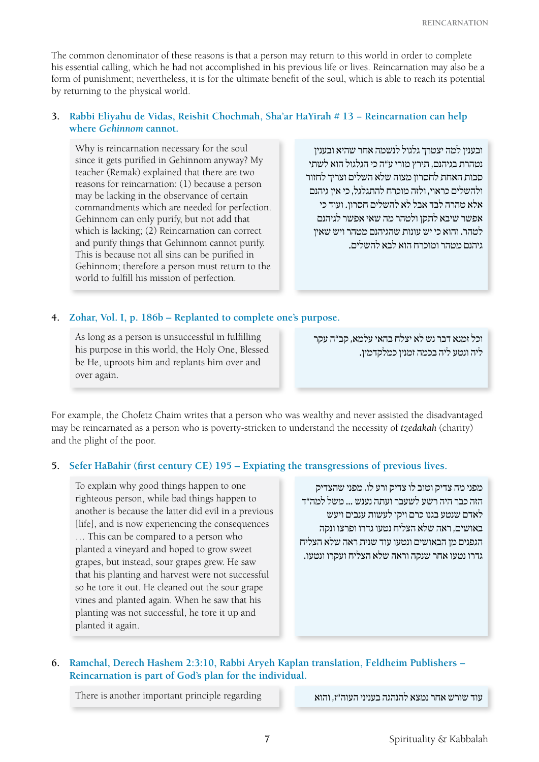The common denominator of these reasons is that a person may return to this world in order to complete his essential calling, which he had not accomplished in his previous life or lives. Reincarnation may also be a form of punishment; nevertheless, it is for the ultimate benefit of the soul, which is able to reach its potential by returning to the physical world.

### 3. Rabbi Eliyahu de Vidas, Reishit Chochmah, Sha'ar HaYirah # 13 – Reincarnation can help where *Gehinnom* cannot.

Why is reincarnation necessary for the soul since it gets purified in Gehinnom anyway? My teacher (Remak) explained that there are two reasons for reincarnation: (1) because a person may be lacking in the observance of certain commandments which are needed for perfection. Gehinnom can only purify, but not add that which is lacking; (2) Reincarnation can correct and purify things that Gehinnom cannot purify. This is because not all sins can be purified in Gehinnom; therefore a person must return to the world to fulfill his mission of perfection.

ובענין למה יצטרך גלגול לנשמה אחר שהיא ובענין נטהרת בגיהנם, תירץ מורי ע"ה כי הגלגול הוא לשתי סבות האחת לחסרון מצוה שלא השלים וצריך לחזור ולהשלים כראוי, ולזה מוכרח להתגלגל, כי אין גיהנם אלא טהרה לבד אבל לא להשלים חסרון. ועוד כי אפשר שיבא לתקן ולטהר מה שאי אפשר לגיהנם לטהר. והוא כי יש עונות שהגיהנם מטהר ויש שאין גיהנם מטהר ומוכרח הוא לבא להשלים.

### 4. Zohar, Vol. I, p. 186b – Replanted to complete one's purpose.

As long as a person is unsuccessful in fulfilling his purpose in this world, the Holy One, Blessed be He, uproots him and replants him over and over again.

וכל זמנא דבר נש לא יצלח בהאי עלמא, קב"ה עקר ליה ונטע ליה בכמה זמנין כמלקדמין.

For example, the Chofetz Chaim writes that a person who was wealthy and never assisted the disadvantaged may be reincarnated as a person who is poverty-stricken to understand the necessity of *tzedakah* (charity) and the plight of the poor.

### 5. Sefer HaBahir (first century CE) 195 – Expiating the transgressions of previous lives.

To explain why good things happen to one righteous person, while bad things happen to another is because the latter did evil in a previous [life], and is now experiencing the consequences … This can be compared to a person who planted a vineyard and hoped to grow sweet grapes, but instead, sour grapes grew. He saw that his planting and harvest were not successful so he tore it out. He cleaned out the sour grape vines and planted again. When he saw that his planting was not successful, he tore it up and planted it again.

מפני מה צדיק וטוב לו צדיק ורע לו, מפני שהצדיק הזה כבר היה רשע לשעבר ועתה נענש ... משל למה"ד לאדם שנטע בגנו כרם ויקו לעשות ענבים ויעש באושים, ראה שלא הצליח נטעו גדרו ופרצו ונקה הגפנים מן הבאושים ונטעו עוד שנית ראה שלא הצליח גדרו נטעו אחר שנקה וראה שלא הצליח ועקרו ונטעו.

### 6. Ramchal, Derech Hashem 2:3:10, Rabbi Aryeh Kaplan translation, Feldheim Publishers – Reincarnation is part of God's plan for the individual.

There is another important principle regarding

עוד שורש אחר נמצא להנהגה בעניני העוה"ז, והוא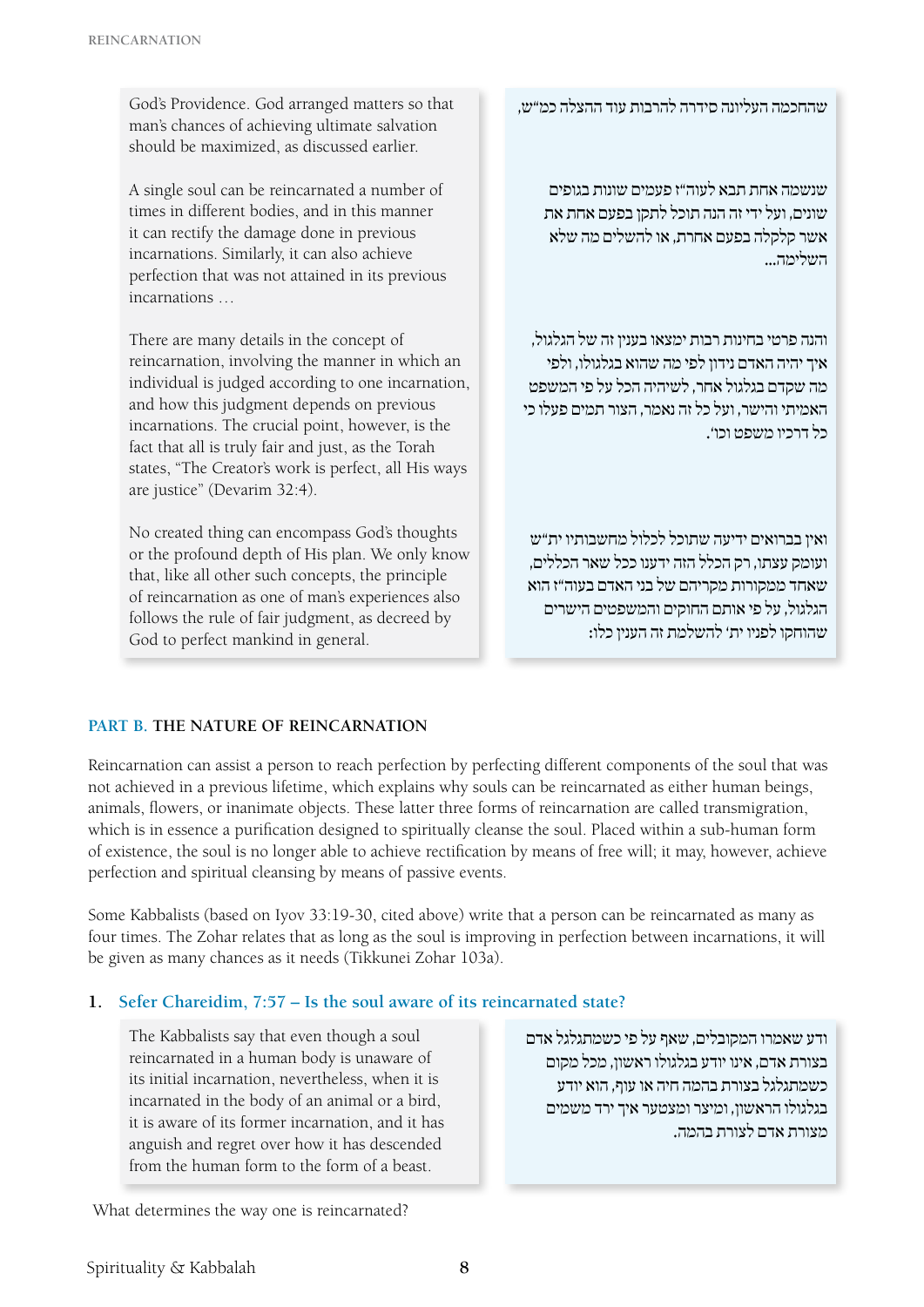God's Providence. God arranged matters so that man's chances of achieving ultimate salvation should be maximized, as discussed earlier.

שהחכמה העליונה סידרה להרבות עוד ההצלה כמ"ש,

A single soul can be reincarnated a number of times in different bodies, and in this manner it can rectify the damage done in previous incarnations. Similarly, it can also achieve perfection that was not attained in its previous incarnations …

שנשמה אחת תבא לעוה"ז פעמים שונות בגופים שונים, ועל ידי זה הנה תוכל לתקן בפעם אחת את אשר קלקלה בפעם אחרת, או להשלים מה שלא השלימה...

There are many details in the concept of reincarnation, involving the manner in which an individual is judged according to one incarnation, and how this judgment depends on previous incarnations. The crucial point, however, is the fact that all is truly fair and just, as the Torah states, "The Creator's work is perfect, all His ways are justice" (Devarim 32:4).

והנה פרטי בחינות רבות ימצאו בענין זה של הגלגול, איך יהיה האדם נידון לפי מה שהוא בגלגולו, ולפי מה שקדם בגלגול אחר, לשיהיה הכל על פי המשפט האמיתי והישר, ועל כל זה נאמר, הצור תמים פעלו כי כל דרכיו משפט וכו'.

No created thing can encompass God's thoughts or the profound depth of His plan. We only know that, like all other such concepts, the principle of reincarnation as one of man's experiences also follows the rule of fair judgment, as decreed by God to perfect mankind in general.

ואין בברואים ידיעה שתוכל לכלול מחשבותיו ית"ש ועומק עצתו, רק הכלל הזה ידענו ככל שאר הכללים, שאחד ממקורות מקריהם של בני האדם בעוה"ז הוא הגלגול, על פי אותם החוקים והמשפטים הישרים שהוחקו לפניו ית' להשלמת זה הענין כלו:

## PART B. THE NATURE OF REINCARNATION

Reincarnation can assist a person to reach perfection by perfecting different components of the soul that was not achieved in a previous lifetime, which explains why souls can be reincarnated as either human beings, animals, flowers, or inanimate objects. These latter three forms of reincarnation are called transmigration, which is in essence a purification designed to spiritually cleanse the soul. Placed within a sub-human form of existence, the soul is no longer able to achieve rectification by means of free will; it may, however, achieve perfection and spiritual cleansing by means of passive events.

Some Kabbalists (based on Iyov 33:19-30, cited above) write that a person can be reincarnated as many as four times. The Zohar relates that as long as the soul is improving in perfection between incarnations, it will be given as many chances as it needs (Tikkunei Zohar 103a).

### 1. Sefer Chareidim, 7:57 – Is the soul aware of its reincarnated state?

The Kabbalists say that even though a soul reincarnated in a human body is unaware of its initial incarnation, nevertheless, when it is incarnated in the body of an animal or a bird, it is aware of its former incarnation, and it has anguish and regret over how it has descended from the human form to the form of a beast.

ודע שאמרו המקובלים, שאף על פי כשמתגלגל אדם בצורת אדם, אינו יודע בגלגולו ראשון, מכל מקום כשמתגלגל בצורת בהמה חיה או עוף, הוא יודע בגלגולו הראשון, ומיצר ומצטער איך ירד משמים מצורת אדם לצורת בהמה.

What determines the way one is reincarnated?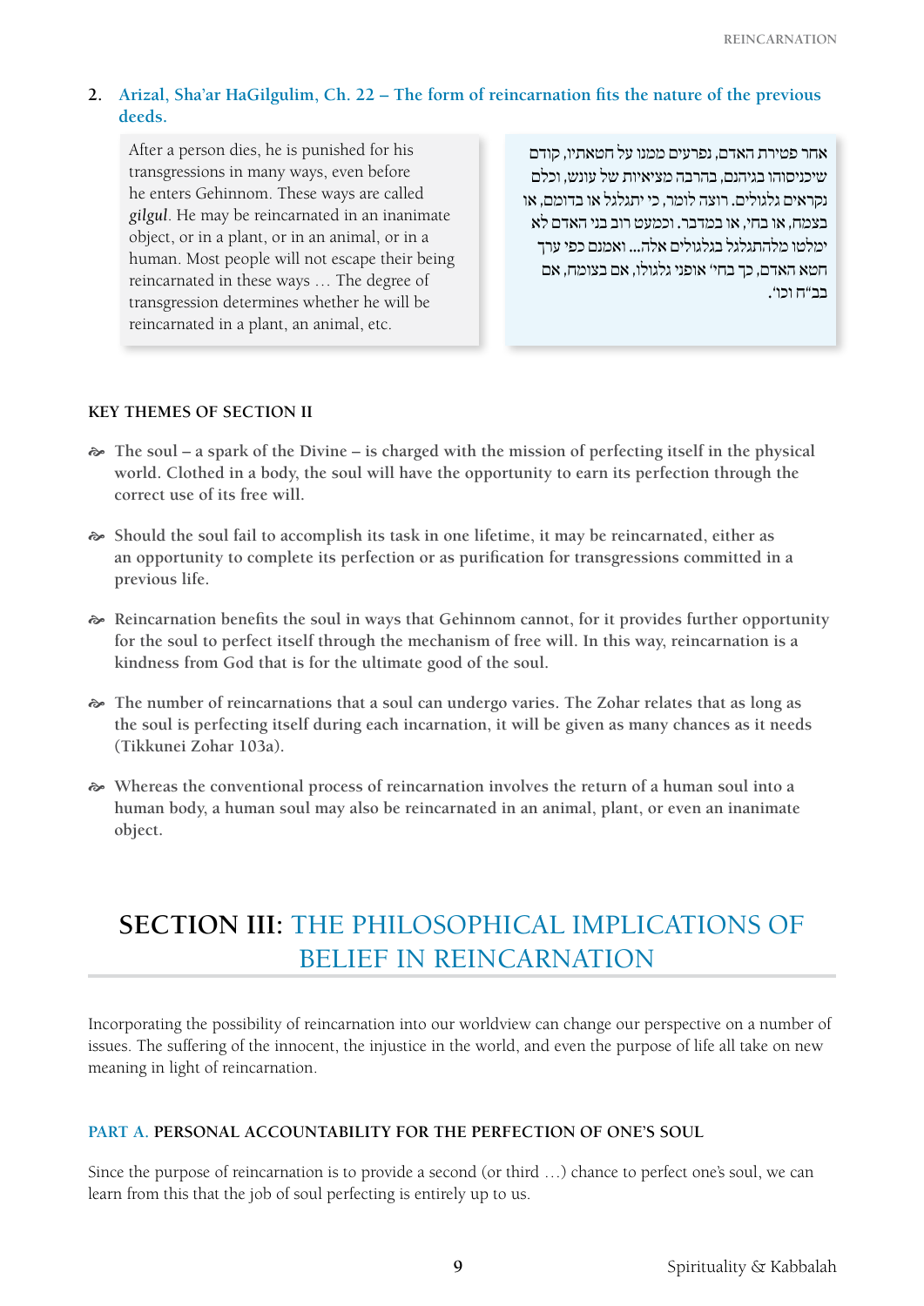2. **Arizal, Sha'ar HaGilgulim, Ch. 22 – The form of reincarnation fits the nature of the previous deeds.**

After a person dies, he is punished for his transgressions in many ways, even before he enters Gehinnom. These ways are called *gilgul*. He may be reincarnated in an inanimate object, or in a plant, or in an animal, or in a human. Most people will not escape their being reincarnated in these ways … The degree of transgression determines whether he will be reincarnated in a plant, an animal, etc.

אחר פטירת האדם, נפרעים ממנו על חטאתיו, קודם שיכניסוהו בגיהנם, בהרבה מציאיות של עונש, וכלם נקראים גלגולים. רוצה לומר, כי יתגלגל או בדומם, או בצמח, או בחי, או במדבר. וכמעט רוב בני האדם לא ימלטו מלהתגלגל בגלגולים אלה... ואמנם כפי ערך חטא האדם, כך בחי' אופני גלגולו, אם בצומח, אם בב"ח וכו'.

#### KEY THEMES OF SECTION II

- The soul – a spark of the Divine – is charged with the mission of perfecting itself in the physical world. Clothed in a body, the soul will have the opportunity to earn its perfection through the correct use of its free will.
- Should the soul fail to accomplish its task in one lifetime, it may be reincarnated, either as an opportunity to complete its perfection or as purification for transgressions committed in a previous life.
- Reincarnation benefits the soul in ways that Gehinnom cannot, for it provides further opportunity for the soul to perfect itself through the mechanism of free will. In this way, reincarnation is a kindness from God that is for the ultimate good of the soul.
- The number of reincarnations that a soul can undergo varies. The Zohar relates that as long as the soul is perfecting itself during each incarnation, it will be given as many chances as it needs (Tikkunei Zohar 103a).
- Whereas the conventional process of reincarnation involves the return of a human soul into a human body, a human soul may also be reincarnated in an animal, plant, or even an inanimate object.

## SECTION III: THE PHILOSOPHICAL IMPLICATIONS OF BELIEF IN REINCARNATION

Incorporating the possibility of reincarnation into our worldview can change our perspective on a number of issues. The suffering of the innocent, the injustice in the world, and even the purpose of life all take on new meaning in light of reincarnation.

### PART A. PERSONAL ACCOUNTABILITY FOR THE PERFECTION OF ONE'S SOUL

Since the purpose of reincarnation is to provide a second (or third …) chance to perfect one's soul, we can learn from this that the job of soul perfecting is entirely up to us.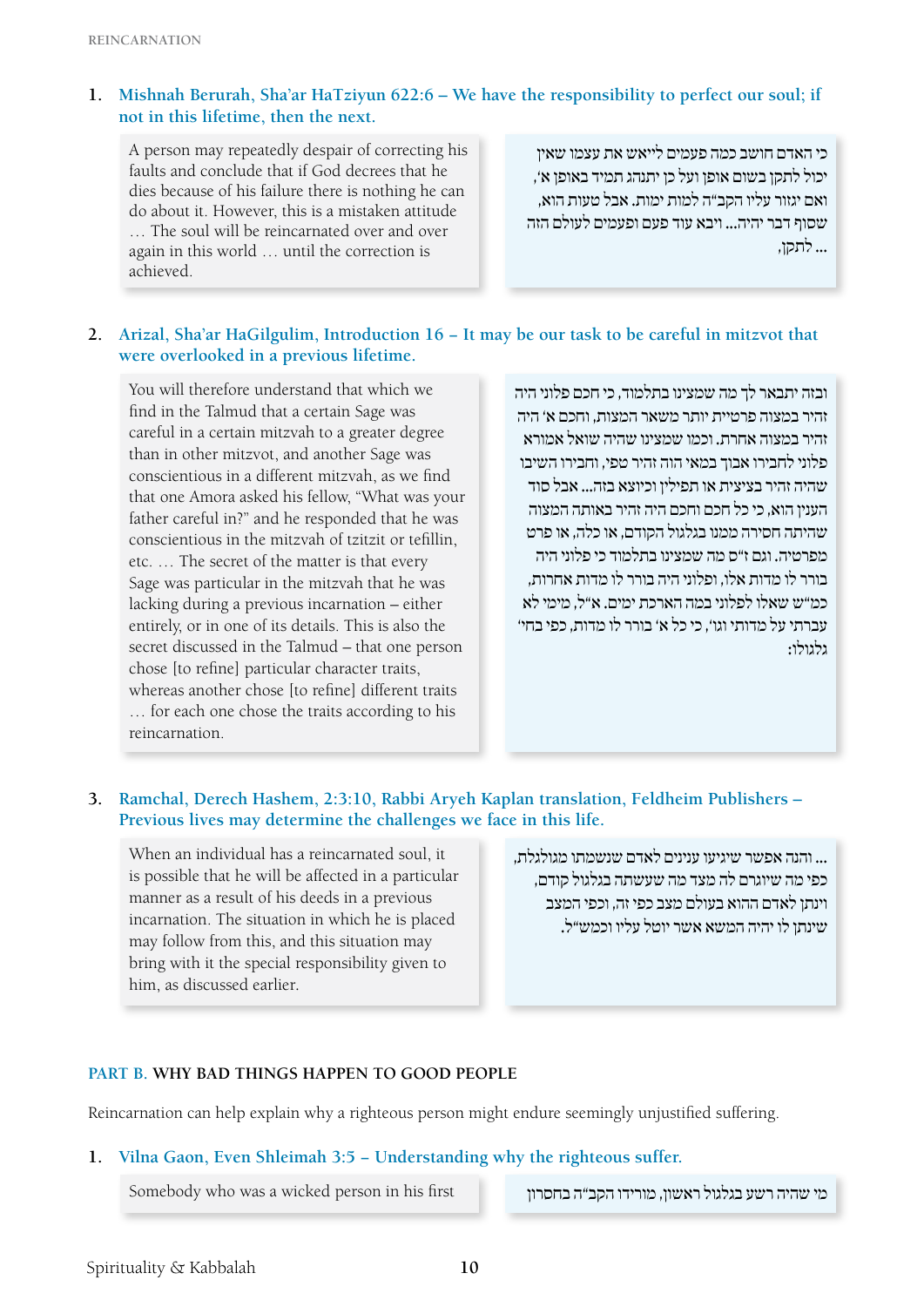1. **Mishnah Berurah, Sha'ar HaTziyun 622:6 – We have the responsibility to perfect our soul; if not in this lifetime, then the next.**

A person may repeatedly despair of correcting his faults and conclude that if God decrees that he dies because of his failure there is nothing he can do about it. However, this is a mistaken attitude … The soul will be reincarnated over and over again in this world … until the correction is achieved.

כי האדם חושב כמה פעמים לייאש את עצמו שאין יכול לתקן בשום אופן ועל כן יתנהג תמיד באופן א', ואם יגזור עליו הקב"ה למות ימות. אבל טעות הוא, שסוף דבר יהיה... ויבא עוד פעם ופעמים לעולם הזה ... לתקן,

2. **Arizal, Sha'ar HaGilgulim, Introduction 16 – It may be our task to be careful in mitzvot that were overlooked in a previous lifetime.**

You will therefore understand that which we find in the Talmud that a certain Sage was careful in a certain mitzvah to a greater degree than in other mitzvot, and another Sage was conscientious in a different mitzvah, as we find that one Amora asked his fellow, "What was your father careful in?" and he responded that he was conscientious in the mitzvah of tzitzit or tefillin, etc. … The secret of the matter is that every Sage was particular in the mitzvah that he was lacking during a previous incarnation – either entirely, or in one of its details. This is also the secret discussed in the Talmud – that one person chose [to refine] particular character traits, whereas another chose [to refine] different traits … for each one chose the traits according to his reincarnation.

ובזה יתבאר לך מה שמצינו בתלמוד, כי חכם פלוני היה זהיר במצוה פרטית יותר משאר המצות, וחכם א' היה זהיר במצוה אחרת. וכמו שמצינו שהיה שואל אמורא פלוני לחבירו אבוך במאי הוה זהיר טפי, וחבירו השיבו שהיה זהיר בציצית או תפילין וכיוצא בזה... אבל סוד הענין הוא, כי כל חכם וחכם היה זהיר באותה המצוה שהיתה חסירה ממנו בגלגול הקודם, או כלה, או פרט מפרטיה. וגם ז"ס מה שמצינו בתלמוד כי פלוני היה בורר לו מדות אלו, ופלוני היה בורר לו מדות אחרות, כמ"ש שאלו לפלוני במה הארכת ימים. א"ל, מימי לא עברתי על מדותי וגו', כי כל א' בורר לו מדות, כפי בחי' גלגולו:

3. **Ramchal, Derech Hashem, 2:3:10, Rabbi Aryeh Kaplan translation, Feldheim Publishers – Previous lives may determine the challenges we face in this life.**

When an individual has a reincarnated soul, it is possible that he will be affected in a particular manner as a result of his deeds in a previous incarnation. The situation in which he is placed may follow from this, and this situation may bring with it the special responsibility given to him, as discussed earlier.

... והנה אפשר שיגיעו ענינים לאדם שנשמתו מגולגלת, כפי מה שיוגרם לה מצד מה שעשתה בגלגול קודם, וינתן לאדם ההוא בעולם מצב כפי זה, וכפי המצב שינתן לו יהיה המשא אשר יוטל עליו וכמש"ל.

## PART B. WHY BAD THINGS HAPPEN TO GOOD PEOPLE

Reincarnation can help explain why a righteous person might endure seemingly unjustified suffering.

1. **Vilna Gaon, Even Shleimah 3:5 – Understanding why the righteous suffer.**

Somebody who was a wicked person in his first

מי שהיה רשע בגלגול ראשון, מורידו הקב"ה בחסרון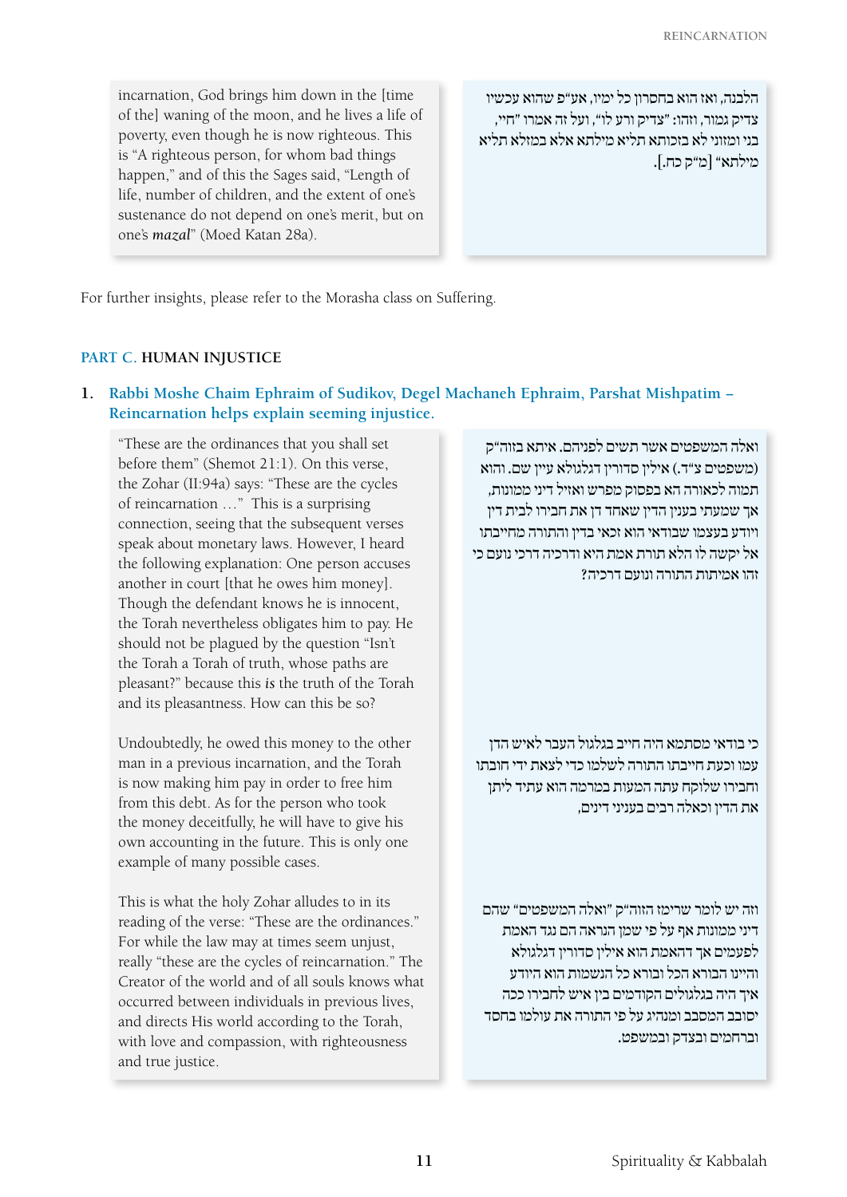incarnation, God brings him down in the [time of the] waning of the moon, and he lives a life of poverty, even though he is now righteous. This is "A righteous person, for whom bad things happen," and of this the Sages said, "Length of life, number of children, and the extent of one's sustenance do not depend on one's merit, but on one's *mazal*" (Moed Katan 28a).

הלבנה, ואז הוא בחסרון כל ימיו, אע"פ שהוא עכשיו צדיק גמור, וזהו: "צדיק ורע לו", ועל זה אמרו "חיי, בני ומזוני לא בזכותא תליא מילתא אלא במזלא תליא מילתא" [מ"ק כח.].

For further insights, please refer to the Morasha class on Suffering.

## PART C. HUMAN INJUSTICE

### 1. Rabbi Moshe Chaim Ephraim of Sudikov, Degel Machaneh Ephraim, Parshat Mishpatim – Reincarnation helps explain seeming injustice.

"These are the ordinances that you shall set before them" (Shemot 21:1). On this verse, the Zohar (II:94a) says: "These are the cycles of reincarnation …" This is a surprising connection, seeing that the subsequent verses speak about monetary laws. However, I heard the following explanation: One person accuses another in court [that he owes him money]. Though the defendant knows he is innocent, the Torah nevertheless obligates him to pay. He should not be plagued by the question "Isn't the Torah a Torah of truth, whose paths are pleasant?" because this *is* the truth of the Torah and its pleasantness. How can this be so?

ואלה המשפטים אשר תשים לפניהם. איתא בזוה"ק (משפטים צ"ד.) אילין סדורין דגלגולא עיין שם. והוא תמוה לכאורה הא בפסוק מפרש ואזיל דיני ממונות, אך שמעתי בענין הדין שאחד דן את חבירו לבית דין ויודע בעצמו שבודאי הוא זכאי בדין והתורה מחייבתו אל יקשה לו הלא תורת אמת היא ודרכיה דרכי נועם כי זהו אמיתות התורה ונועם דרכיה?

Undoubtedly, he owed this money to the other man in a previous incarnation, and the Torah is now making him pay in order to free him from this debt. As for the person who took the money deceitfully, he will have to give his own accounting in the future. This is only one example of many possible cases.

כי בודאי מסתמא היה חייב בגלגול העבר לאיש הדן עמו וכעת חייבתו התורה לשלמו כדי לצאת ידי חובתו וחבירו שלוקח עתה המעות במרמה הוא עתיד ליתן את הדין וכאלה רבים בעניני דינים,

This is what the holy Zohar alludes to in its reading of the verse: "These are the ordinances." For while the law may at times seem unjust, really "these are the cycles of reincarnation." The Creator of the world and of all souls knows what occurred between individuals in previous lives, and directs His world according to the Torah, with love and compassion, with righteousness and true justice.

וזה יש לומר שרימז הזוה"ק "ואלה המשפטים" שהם דיני ממונות אף על פי שמן הנראה הם נגד האמת לפעמים אך דהאמת הוא אילין סדורין דגלגולא והיינו הבורא הכל ובורא כל הנשמות הוא היודע איך היה בגלגולים הקודמים בין איש לחבירו ככה יסובב המסבב ומנהיג על פי התורה את עולמו בחסד וברחמים ובצדק ובמשפט.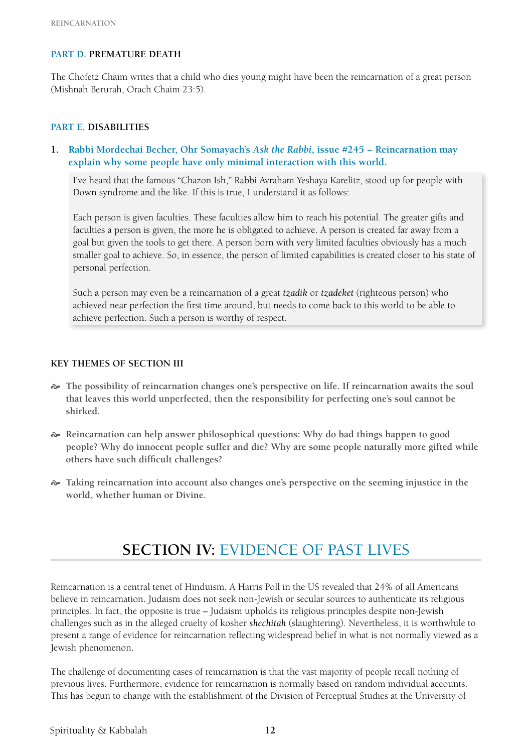### PART D. PREMATURE DEATH

The Chofetz Chaim writes that a child who dies young might have been the reincarnation of a great person (Mishnah Berurah, Orach Chaim 23:5).

### PART E. DISABILITIES

**1. Rabbi Mordechai Becher, Ohr Somayach's *Ask the Rabbi*, issue #245 – Reincarnation may explain why some people have only minimal interaction with this world.**

> I've heard that the famous "Chazon Ish," Rabbi Avraham Yeshaya Karelitz, stood up for people with Down syndrome and the like. If this is true, I understand it as follows:
>
> Each person is given faculties. These faculties allow him to reach his potential. The greater gifts and faculties a person is given, the more he is obligated to achieve. A person is created far away from a goal but given the tools to get there. A person born with very limited faculties obviously has a much smaller goal to achieve. So, in essence, the person of limited capabilities is created closer to his state of personal perfection.
>
> Such a person may even be a reincarnation of a great *tzadik* or *tzadeket* (righteous person) who achieved near perfection the first time around, but needs to come back to this world to be able to achieve perfection. Such a person is worthy of respect.

### KEY THEMES OF SECTION III

- **The possibility of reincarnation changes one's perspective on life. If reincarnation awaits the soul that leaves this world unperfected, then the responsibility for perfecting one's soul cannot be shirked.**
- **Reincarnation can help answer philosophical questions: Why do bad things happen to good people? Why do innocent people suffer and die? Why are some people naturally more gifted while others have such difficult challenges?**
- **Taking reincarnation into account also changes one's perspective on the seeming injustice in the world, whether human or Divine.**

## SECTION IV: EVIDENCE OF PAST LIVES

Reincarnation is a central tenet of Hinduism. A Harris Poll in the US revealed that 24% of all Americans believe in reincarnation. Judaism does not seek non-Jewish or secular sources to authenticate its religious principles. In fact, the opposite is true – Judaism upholds its religious principles despite non-Jewish challenges such as in the alleged cruelty of kosher *shechitah* (slaughtering). Nevertheless, it is worthwhile to present a range of evidence for reincarnation reflecting widespread belief in what is not normally viewed as a Jewish phenomenon.

The challenge of documenting cases of reincarnation is that the vast majority of people recall nothing of previous lives. Furthermore, evidence for reincarnation is normally based on random individual accounts. This has begun to change with the establishment of the Division of Perceptual Studies at the University of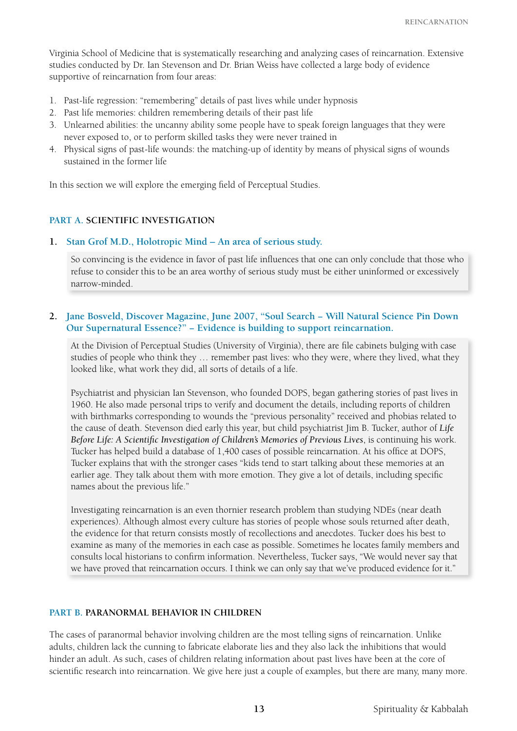Virginia School of Medicine that is systematically researching and analyzing cases of reincarnation. Extensive studies conducted by Dr. Ian Stevenson and Dr. Brian Weiss have collected a large body of evidence supportive of reincarnation from four areas:

1. Past-life regression: "remembering" details of past lives while under hypnosis
2. Past life memories: children remembering details of their past life
3. Unlearned abilities: the uncanny ability some people have to speak foreign languages that they were never exposed to, or to perform skilled tasks they were never trained in
4. Physical signs of past-life wounds: the matching-up of identity by means of physical signs of wounds sustained in the former life

In this section we will explore the emerging field of Perceptual Studies.

## PART A. SCIENTIFIC INVESTIGATION

### 1. Stan Grof M.D., Holotropic Mind – An area of serious study.

> So convincing is the evidence in favor of past life influences that one can only conclude that those who refuse to consider this to be an area worthy of serious study must be either uninformed or excessively narrow-minded.

### 2. Jane Bosveld, Discover Magazine, June 2007, "Soul Search – Will Natural Science Pin Down Our Supernatural Essence?" – Evidence is building to support reincarnation.

> At the Division of Perceptual Studies (University of Virginia), there are file cabinets bulging with case studies of people who think they … remember past lives: who they were, where they lived, what they looked like, what work they did, all sorts of details of a life.
>
> Psychiatrist and physician Ian Stevenson, who founded DOPS, began gathering stories of past lives in 1960. He also made personal trips to verify and document the details, including reports of children with birthmarks corresponding to wounds the "previous personality" received and phobias related to the cause of death. Stevenson died early this year, but child psychiatrist Jim B. Tucker, author of *Life Before Life: A Scientific Investigation of Children's Memories of Previous Lives*, is continuing his work. Tucker has helped build a database of 1,400 cases of possible reincarnation. At his office at DOPS, Tucker explains that with the stronger cases "kids tend to start talking about these memories at an earlier age. They talk about them with more emotion. They give a lot of details, including specific names about the previous life."
>
> Investigating reincarnation is an even thornier research problem than studying NDEs (near death experiences). Although almost every culture has stories of people whose souls returned after death, the evidence for that return consists mostly of recollections and anecdotes. Tucker does his best to examine as many of the memories in each case as possible. Sometimes he locates family members and consults local historians to confirm information. Nevertheless, Tucker says, "We would never say that we have proved that reincarnation occurs. I think we can only say that we've produced evidence for it."

## PART B. PARANORMAL BEHAVIOR IN CHILDREN

The cases of paranormal behavior involving children are the most telling signs of reincarnation. Unlike adults, children lack the cunning to fabricate elaborate lies and they also lack the inhibitions that would hinder an adult. As such, cases of children relating information about past lives have been at the core of scientific research into reincarnation. We give here just a couple of examples, but there are many, many more.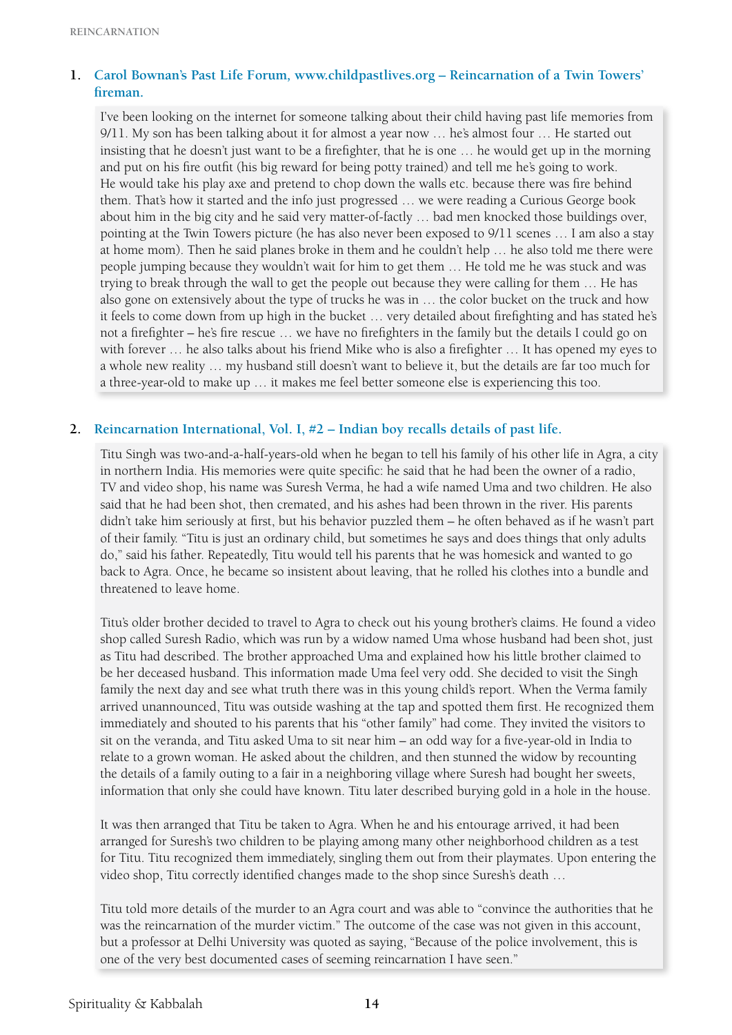1. **Carol Bownan's Past Life Forum, www.childpastlives.org – Reincarnation of a Twin Towers' fireman.**

   I've been looking on the internet for someone talking about their child having past life memories from 9/11. My son has been talking about it for almost a year now … he's almost four … He started out insisting that he doesn't just want to be a firefighter, that he is one … he would get up in the morning and put on his fire outfit (his big reward for being potty trained) and tell me he's going to work. He would take his play axe and pretend to chop down the walls etc. because there was fire behind them. That's how it started and the info just progressed … we were reading a Curious George book about him in the big city and he said very matter-of-factly … bad men knocked those buildings over, pointing at the Twin Towers picture (he has also never been exposed to 9/11 scenes … I am also a stay at home mom). Then he said planes broke in them and he couldn't help … he also told me there were people jumping because they wouldn't wait for him to get them … He told me he was stuck and was trying to break through the wall to get the people out because they were calling for them … He has also gone on extensively about the type of trucks he was in … the color bucket on the truck and how it feels to come down from up high in the bucket … very detailed about firefighting and has stated he's not a firefighter – he's fire rescue … we have no firefighters in the family but the details I could go on with forever … he also talks about his friend Mike who is also a firefighter … It has opened my eyes to a whole new reality … my husband still doesn't want to believe it, but the details are far too much for a three-year-old to make up … it makes me feel better someone else is experiencing this too.

2. **Reincarnation International, Vol. I, #2 – Indian boy recalls details of past life.**

   Titu Singh was two-and-a-half-years-old when he began to tell his family of his other life in Agra, a city in northern India. His memories were quite specific: he said that he had been the owner of a radio, TV and video shop, his name was Suresh Verma, he had a wife named Uma and two children. He also said that he had been shot, then cremated, and his ashes had been thrown in the river. His parents didn't take him seriously at first, but his behavior puzzled them – he often behaved as if he wasn't part of their family. "Titu is just an ordinary child, but sometimes he says and does things that only adults do," said his father. Repeatedly, Titu would tell his parents that he was homesick and wanted to go back to Agra. Once, he became so insistent about leaving, that he rolled his clothes into a bundle and threatened to leave home.

   Titu's older brother decided to travel to Agra to check out his young brother's claims. He found a video shop called Suresh Radio, which was run by a widow named Uma whose husband had been shot, just as Titu had described. The brother approached Uma and explained how his little brother claimed to be her deceased husband. This information made Uma feel very odd. She decided to visit the Singh family the next day and see what truth there was in this young child's report. When the Verma family arrived unannounced, Titu was outside washing at the tap and spotted them first. He recognized them immediately and shouted to his parents that his "other family" had come. They invited the visitors to sit on the veranda, and Titu asked Uma to sit near him – an odd way for a five-year-old in India to relate to a grown woman. He asked about the children, and then stunned the widow by recounting the details of a family outing to a fair in a neighboring village where Suresh had bought her sweets, information that only she could have known. Titu later described burying gold in a hole in the house.

   It was then arranged that Titu be taken to Agra. When he and his entourage arrived, it had been arranged for Suresh's two children to be playing among many other neighborhood children as a test for Titu. Titu recognized them immediately, singling them out from their playmates. Upon entering the video shop, Titu correctly identified changes made to the shop since Suresh's death …

   Titu told more details of the murder to an Agra court and was able to "convince the authorities that he was the reincarnation of the murder victim." The outcome of the case was not given in this account, but a professor at Delhi University was quoted as saying, "Because of the police involvement, this is one of the very best documented cases of seeming reincarnation I have seen."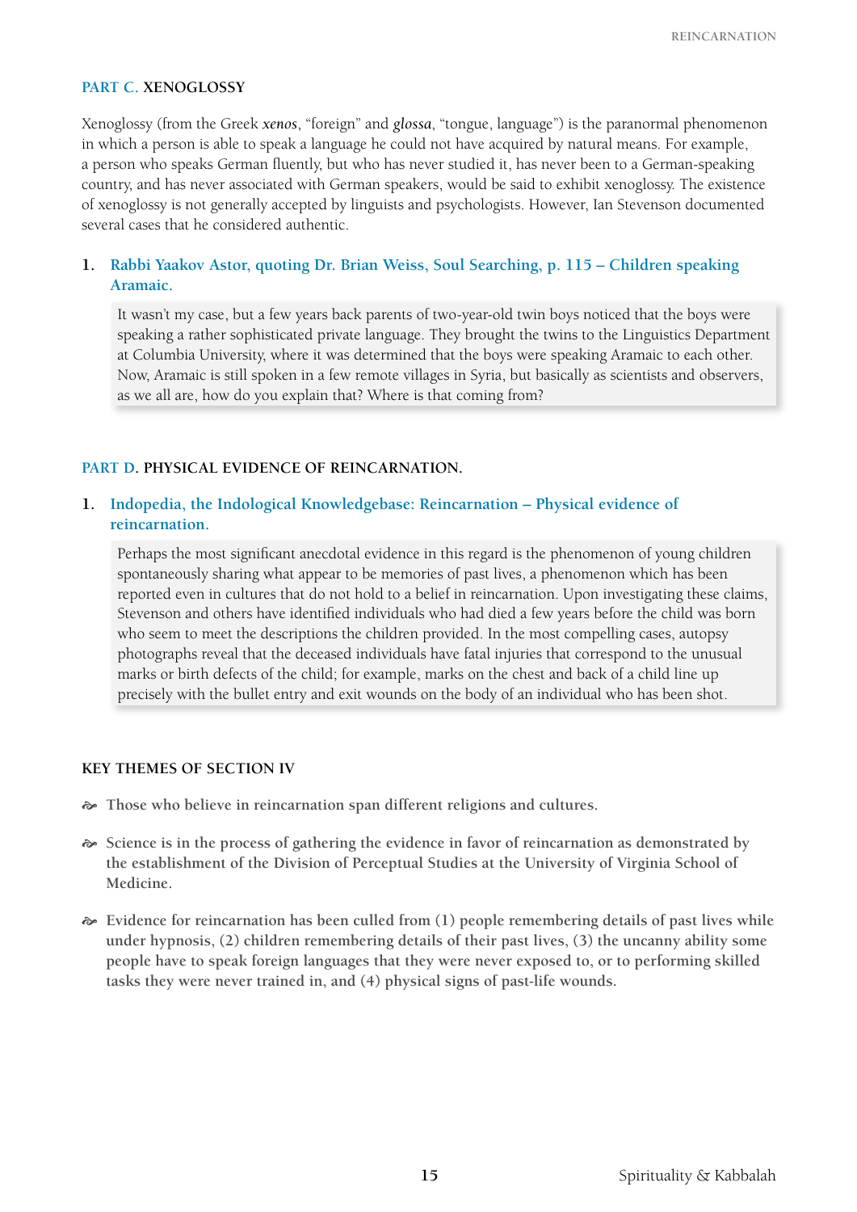## PART C. XENOGLOSSY

Xenoglossy (from the Greek *xenos*, "foreign" and *glossa*, "tongue, language") is the paranormal phenomenon in which a person is able to speak a language he could not have acquired by natural means. For example, a person who speaks German fluently, but who has never studied it, has never been to a German-speaking country, and has never associated with German speakers, would be said to exhibit xenoglossy. The existence of xenoglossy is not generally accepted by linguists and psychologists. However, Ian Stevenson documented several cases that he considered authentic.

### 1. Rabbi Yaakov Astor, quoting Dr. Brian Weiss, Soul Searching, p. 115 – Children speaking Aramaic.

> It wasn't my case, but a few years back parents of two-year-old twin boys noticed that the boys were speaking a rather sophisticated private language. They brought the twins to the Linguistics Department at Columbia University, where it was determined that the boys were speaking Aramaic to each other. Now, Aramaic is still spoken in a few remote villages in Syria, but basically as scientists and observers, as we all are, how do you explain that? Where is that coming from?

## PART D. PHYSICAL EVIDENCE OF REINCARNATION.

### 1. Indopedia, the Indological Knowledgebase: Reincarnation – Physical evidence of reincarnation.

> Perhaps the most significant anecdotal evidence in this regard is the phenomenon of young children spontaneously sharing what appear to be memories of past lives, a phenomenon which has been reported even in cultures that do not hold to a belief in reincarnation. Upon investigating these claims, Stevenson and others have identified individuals who had died a few years before the child was born who seem to meet the descriptions the children provided. In the most compelling cases, autopsy photographs reveal that the deceased individuals have fatal injuries that correspond to the unusual marks or birth defects of the child; for example, marks on the chest and back of a child line up precisely with the bullet entry and exit wounds on the body of an individual who has been shot.

## KEY THEMES OF SECTION IV

- **Those who believe in reincarnation span different religions and cultures.**
- **Science is in the process of gathering the evidence in favor of reincarnation as demonstrated by the establishment of the Division of Perceptual Studies at the University of Virginia School of Medicine.**
- **Evidence for reincarnation has been culled from (1) people remembering details of past lives while under hypnosis, (2) children remembering details of their past lives, (3) the uncanny ability some people have to speak foreign languages that they were never exposed to, or to performing skilled tasks they were never trained in, and (4) physical signs of past-life wounds.**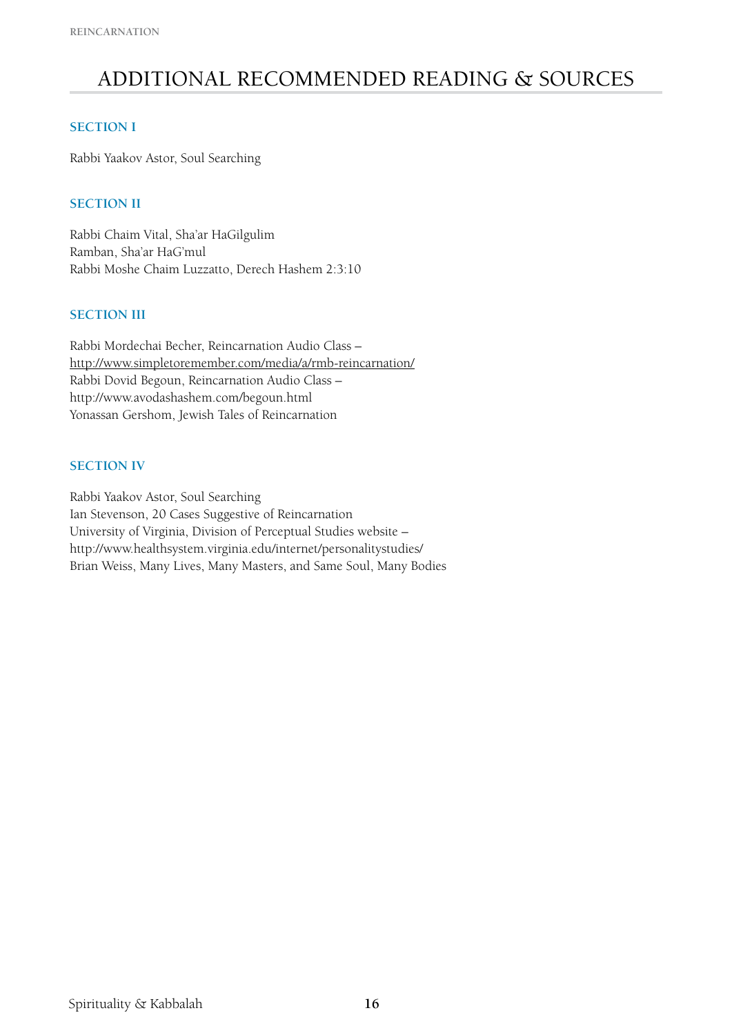# ADDITIONAL RECOMMENDED READING & SOURCES

## SECTION I

Rabbi Yaakov Astor, Soul Searching

## SECTION II

Rabbi Chaim Vital, Sha'ar HaGilgulim
Ramban, Sha'ar HaG'mul
Rabbi Moshe Chaim Luzzatto, Derech Hashem 2:3:10

## SECTION III

Rabbi Mordechai Becher, Reincarnation Audio Class –
http://www.simpletoremember.com/media/a/rmb-reincarnation/
Rabbi Dovid Begoun, Reincarnation Audio Class –
http://www.avodashashem.com/begoun.html
Yonassan Gershom, Jewish Tales of Reincarnation

## SECTION IV

Rabbi Yaakov Astor, Soul Searching
Ian Stevenson, 20 Cases Suggestive of Reincarnation
University of Virginia, Division of Perceptual Studies website –
http://www.healthsystem.virginia.edu/internet/personalitystudies/
Brian Weiss, Many Lives, Many Masters, and Same Soul, Many Bodies